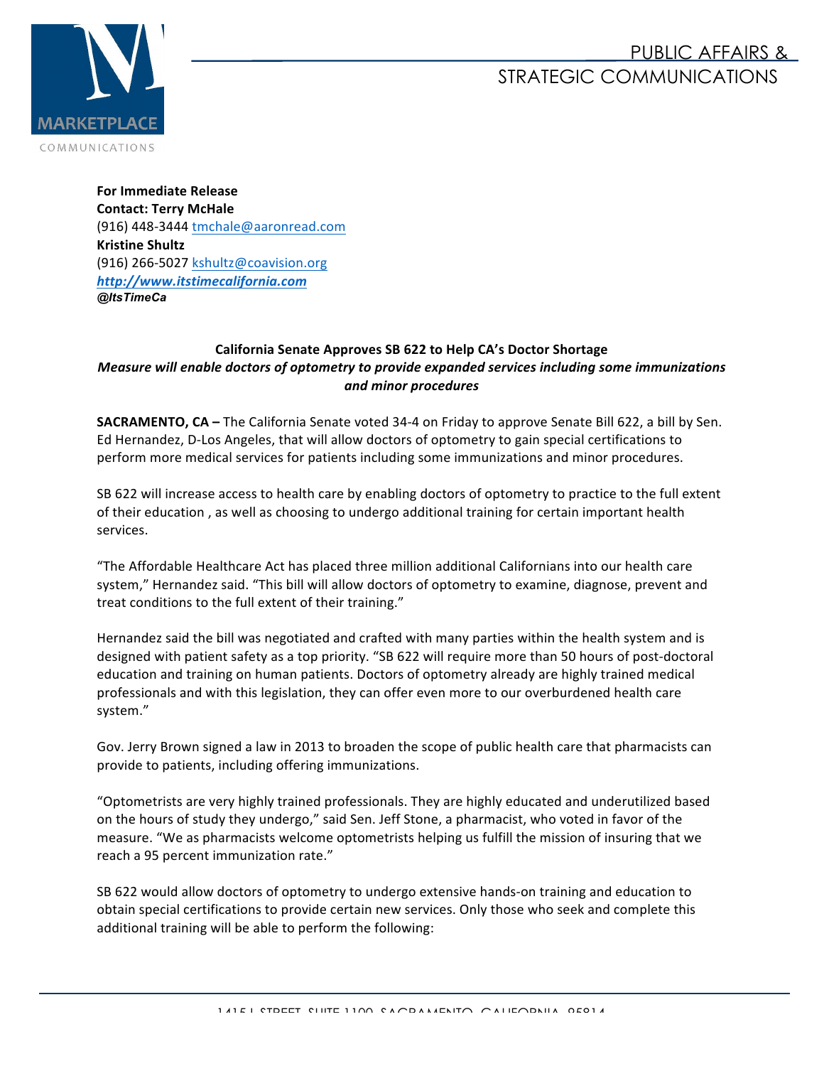PUBLIC AFFAIRS & STRATEGIC COMMUNICATIONS

**For Immediate Release**
**Contact: Terry McHale**
(916) 448-3444 tmchale@aaronread.com
**Kristine Shultz**
(916) 266-5027 kshultz@coavision.org
***http://www.itstimecalifornia.com***
***@ItsTimeCa***

**California Senate Approves SB 622 to Help CA's Doctor Shortage**

***Measure will enable doctors of optometry to provide expanded services including some immunizations and minor procedures***

**SACRAMENTO, CA –** The California Senate voted 34-4 on Friday to approve Senate Bill 622, a bill by Sen. Ed Hernandez, D-Los Angeles, that will allow doctors of optometry to gain special certifications to perform more medical services for patients including some immunizations and minor procedures.

SB 622 will increase access to health care by enabling doctors of optometry to practice to the full extent of their education , as well as choosing to undergo additional training for certain important health services.

"The Affordable Healthcare Act has placed three million additional Californians into our health care system," Hernandez said. "This bill will allow doctors of optometry to examine, diagnose, prevent and treat conditions to the full extent of their training."

Hernandez said the bill was negotiated and crafted with many parties within the health system and is designed with patient safety as a top priority. "SB 622 will require more than 50 hours of post-doctoral education and training on human patients. Doctors of optometry already are highly trained medical professionals and with this legislation, they can offer even more to our overburdened health care system."

Gov. Jerry Brown signed a law in 2013 to broaden the scope of public health care that pharmacists can provide to patients, including offering immunizations.

"Optometrists are very highly trained professionals. They are highly educated and underutilized based on the hours of study they undergo," said Sen. Jeff Stone, a pharmacist, who voted in favor of the measure. "We as pharmacists welcome optometrists helping us fulfill the mission of insuring that we reach a 95 percent immunization rate."

SB 622 would allow doctors of optometry to undergo extensive hands-on training and education to obtain special certifications to provide certain new services. Only those who seek and complete this additional training will be able to perform the following: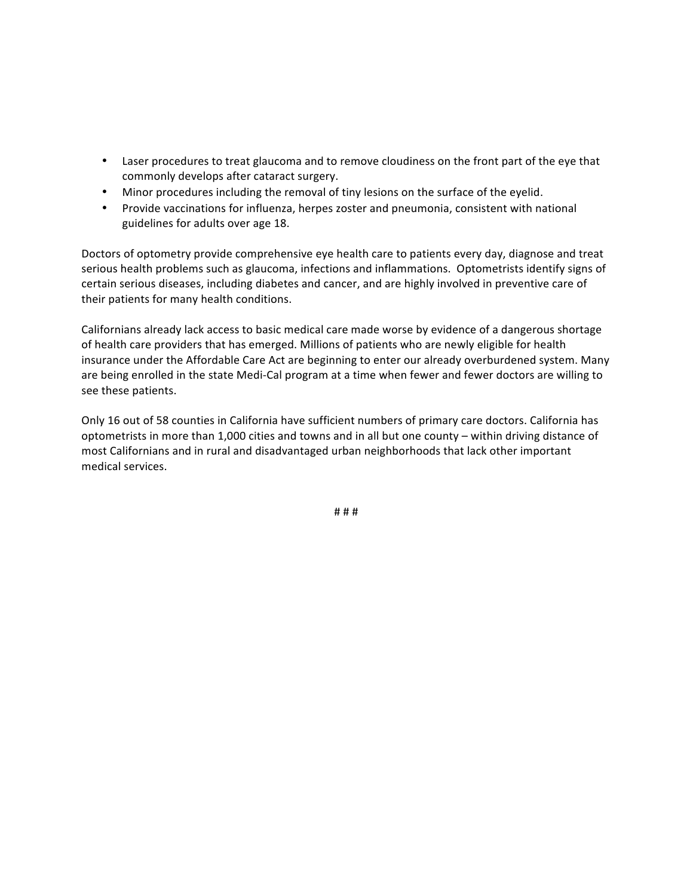- Laser procedures to treat glaucoma and to remove cloudiness on the front part of the eye that commonly develops after cataract surgery.
- Minor procedures including the removal of tiny lesions on the surface of the eyelid.
- Provide vaccinations for influenza, herpes zoster and pneumonia, consistent with national guidelines for adults over age 18.

Doctors of optometry provide comprehensive eye health care to patients every day, diagnose and treat serious health problems such as glaucoma, infections and inflammations. Optometrists identify signs of certain serious diseases, including diabetes and cancer, and are highly involved in preventive care of their patients for many health conditions.

Californians already lack access to basic medical care made worse by evidence of a dangerous shortage of health care providers that has emerged. Millions of patients who are newly eligible for health insurance under the Affordable Care Act are beginning to enter our already overburdened system. Many are being enrolled in the state Medi-Cal program at a time when fewer and fewer doctors are willing to see these patients.

Only 16 out of 58 counties in California have sufficient numbers of primary care doctors. California has optometrists in more than 1,000 cities and towns and in all but one county – within driving distance of most Californians and in rural and disadvantaged urban neighborhoods that lack other important medical services.

# # #